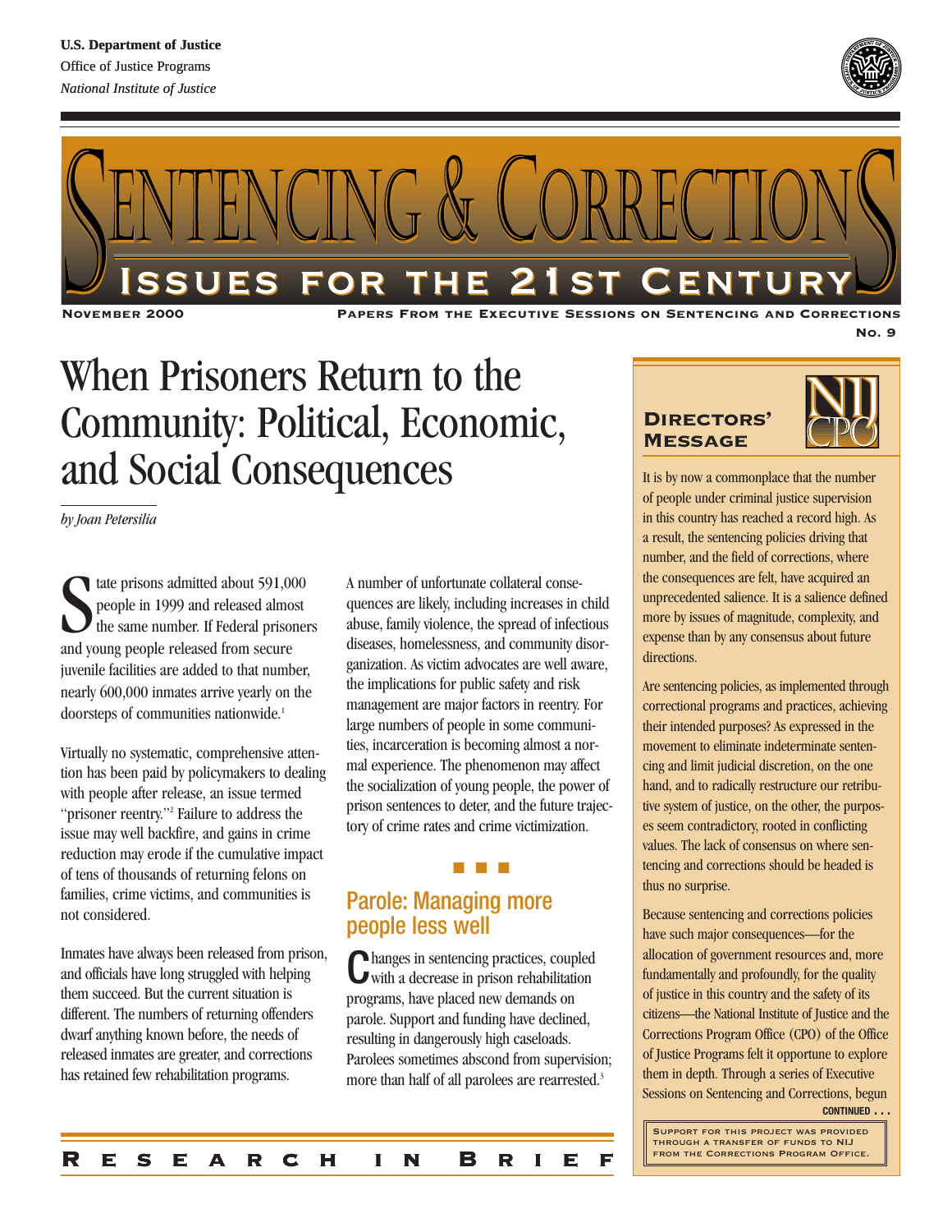U.S. Department of Justice
Office of Justice Programs
*National Institute of Justice*

# Sentencing & Corrections

## Issues for the 21st Century

November 2000

Papers From the Executive Sessions on Sentencing and Corrections

No. 9

# When Prisoners Return to the Community: Political, Economic, and Social Consequences

*by Joan Petersilia*

State prisons admitted about 591,000 people in 1999 and released almost the same number. If Federal prisoners and young people released from secure juvenile facilities are added to that number, nearly 600,000 inmates arrive yearly on the doorsteps of communities nationwide.[1]

Virtually no systematic, comprehensive attention has been paid by policymakers to dealing with people after release, an issue termed "prisoner reentry."[2] Failure to address the issue may well backfire, and gains in crime reduction may erode if the cumulative impact of tens of thousands of returning felons on families, crime victims, and communities is not considered.

Inmates have always been released from prison, and officials have long struggled with helping them succeed. But the current situation is different. The numbers of returning offenders dwarf anything known before, the needs of released inmates are greater, and corrections has retained few rehabilitation programs.

A number of unfortunate collateral consequences are likely, including increases in child abuse, family violence, the spread of infectious diseases, homelessness, and community disorganization. As victim advocates are well aware, the implications for public safety and risk management are major factors in reentry. For large numbers of people in some communities, incarceration is becoming almost a normal experience. The phenomenon may affect the socialization of young people, the power of prison sentences to deter, and the future trajectory of crime rates and crime victimization.

## Parole: Managing more people less well

Changes in sentencing practices, coupled with a decrease in prison rehabilitation programs, have placed new demands on parole. Support and funding have declined, resulting in dangerously high caseloads. Parolees sometimes abscond from supervision; more than half of all parolees are rearrested.[3]

### Directors' Message

It is by now a commonplace that the number of people under criminal justice supervision in this country has reached a record high. As a result, the sentencing policies driving that number, and the field of corrections, where the consequences are felt, have acquired an unprecedented salience. It is a salience defined more by issues of magnitude, complexity, and expense than by any consensus about future directions.

Are sentencing policies, as implemented through correctional programs and practices, achieving their intended purposes? As expressed in the movement to eliminate indeterminate sentencing and limit judicial discretion, on the one hand, and to radically restructure our retributive system of justice, on the other, the purposes seem contradictory, rooted in conflicting values. The lack of consensus on where sentencing and corrections should be headed is thus no surprise.

Because sentencing and corrections policies have such major consequences—for the allocation of government resources and, more fundamentally and profoundly, for the quality of justice in this country and the safety of its citizens—the National Institute of Justice and the Corrections Program Office (CPO) of the Office of Justice Programs felt it opportune to explore them in depth. Through a series of Executive Sessions on Sentencing and Corrections, begun

CONTINUED . . .

Support for this project was provided through a transfer of funds to NIJ from the Corrections Program Office.

Research in Brief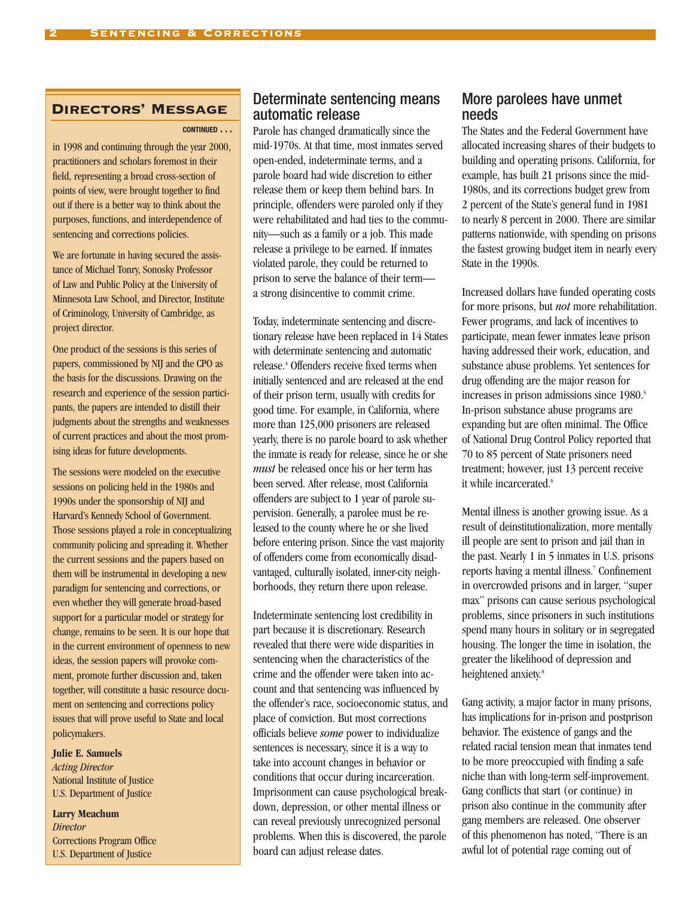## Directors' Message

CONTINUED . . .

in 1998 and continuing through the year 2000, practitioners and scholars foremost in their field, representing a broad cross-section of points of view, were brought together to find out if there is a better way to think about the purposes, functions, and interdependence of sentencing and corrections policies.

We are fortunate in having secured the assistance of Michael Tonry, Sonosky Professor of Law and Public Policy at the University of Minnesota Law School, and Director, Institute of Criminology, University of Cambridge, as project director.

One product of the sessions is this series of papers, commissioned by NIJ and the CPO as the basis for the discussions. Drawing on the research and experience of the session participants, the papers are intended to distill their judgments about the strengths and weaknesses of current practices and about the most promising ideas for future developments.

The sessions were modeled on the executive sessions on policing held in the 1980s and 1990s under the sponsorship of NIJ and Harvard's Kennedy School of Government. Those sessions played a role in conceptualizing community policing and spreading it. Whether the current sessions and the papers based on them will be instrumental in developing a new paradigm for sentencing and corrections, or even whether they will generate broad-based support for a particular model or strategy for change, remains to be seen. It is our hope that in the current environment of openness to new ideas, the session papers will provoke comment, promote further discussion and, taken together, will constitute a basic resource document on sentencing and corrections policy issues that will prove useful to State and local policymakers.

**Julie E. Samuels**
*Acting Director*
National Institute of Justice
U.S. Department of Justice

**Larry Meachum**
*Director*
Corrections Program Office
U.S. Department of Justice

## Determinate sentencing means automatic release

Parole has changed dramatically since the mid-1970s. At that time, most inmates served open-ended, indeterminate terms, and a parole board had wide discretion to either release them or keep them behind bars. In principle, offenders were paroled only if they were rehabilitated and had ties to the community—such as a family or a job. This made release a privilege to be earned. If inmates violated parole, they could be returned to prison to serve the balance of their term—a strong disincentive to commit crime.

Today, indeterminate sentencing and discretionary release have been replaced in 14 States with determinate sentencing and automatic release.[4] Offenders receive fixed terms when initially sentenced and are released at the end of their prison term, usually with credits for good time. For example, in California, where more than 125,000 prisoners are released yearly, there is no parole board to ask whether the inmate is ready for release, since he or she *must* be released once his or her term has been served. After release, most California offenders are subject to 1 year of parole supervision. Generally, a parolee must be released to the county where he or she lived before entering prison. Since the vast majority of offenders come from economically disadvantaged, culturally isolated, inner-city neighborhoods, they return there upon release.

Indeterminate sentencing lost credibility in part because it is discretionary. Research revealed that there were wide disparities in sentencing when the characteristics of the crime and the offender were taken into account and that sentencing was influenced by the offender's race, socioeconomic status, and place of conviction. But most corrections officials believe *some* power to individualize sentences is necessary, since it is a way to take into account changes in behavior or conditions that occur during incarceration. Imprisonment can cause psychological breakdown, depression, or other mental illness or can reveal previously unrecognized personal problems. When this is discovered, the parole board can adjust release dates.

## More parolees have unmet needs

The States and the Federal Government have allocated increasing shares of their budgets to building and operating prisons. California, for example, has built 21 prisons since the mid-1980s, and its corrections budget grew from 2 percent of the State's general fund in 1981 to nearly 8 percent in 2000. There are similar patterns nationwide, with spending on prisons the fastest growing budget item in nearly every State in the 1990s.

Increased dollars have funded operating costs for more prisons, but *not* more rehabilitation. Fewer programs, and lack of incentives to participate, mean fewer inmates leave prison having addressed their work, education, and substance abuse problems. Yet sentences for drug offending are the major reason for increases in prison admissions since 1980.[5] In-prison substance abuse programs are expanding but are often minimal. The Office of National Drug Control Policy reported that 70 to 85 percent of State prisoners need treatment; however, just 13 percent receive it while incarcerated.[6]

Mental illness is another growing issue. As a result of deinstitutionalization, more mentally ill people are sent to prison and jail than in the past. Nearly 1 in 5 inmates in U.S. prisons reports having a mental illness.[7] Confinement in overcrowded prisons and in larger, "super max" prisons can cause serious psychological problems, since prisoners in such institutions spend many hours in solitary or in segregated housing. The longer the time in isolation, the greater the likelihood of depression and heightened anxiety.[8]

Gang activity, a major factor in many prisons, has implications for in-prison and postprison behavior. The existence of gangs and the related racial tension mean that inmates tend to be more preoccupied with finding a safe niche than with long-term self-improvement. Gang conflicts that start (or continue) in prison also continue in the community after gang members are released. One observer of this phenomenon has noted, "There is an awful lot of potential rage coming out of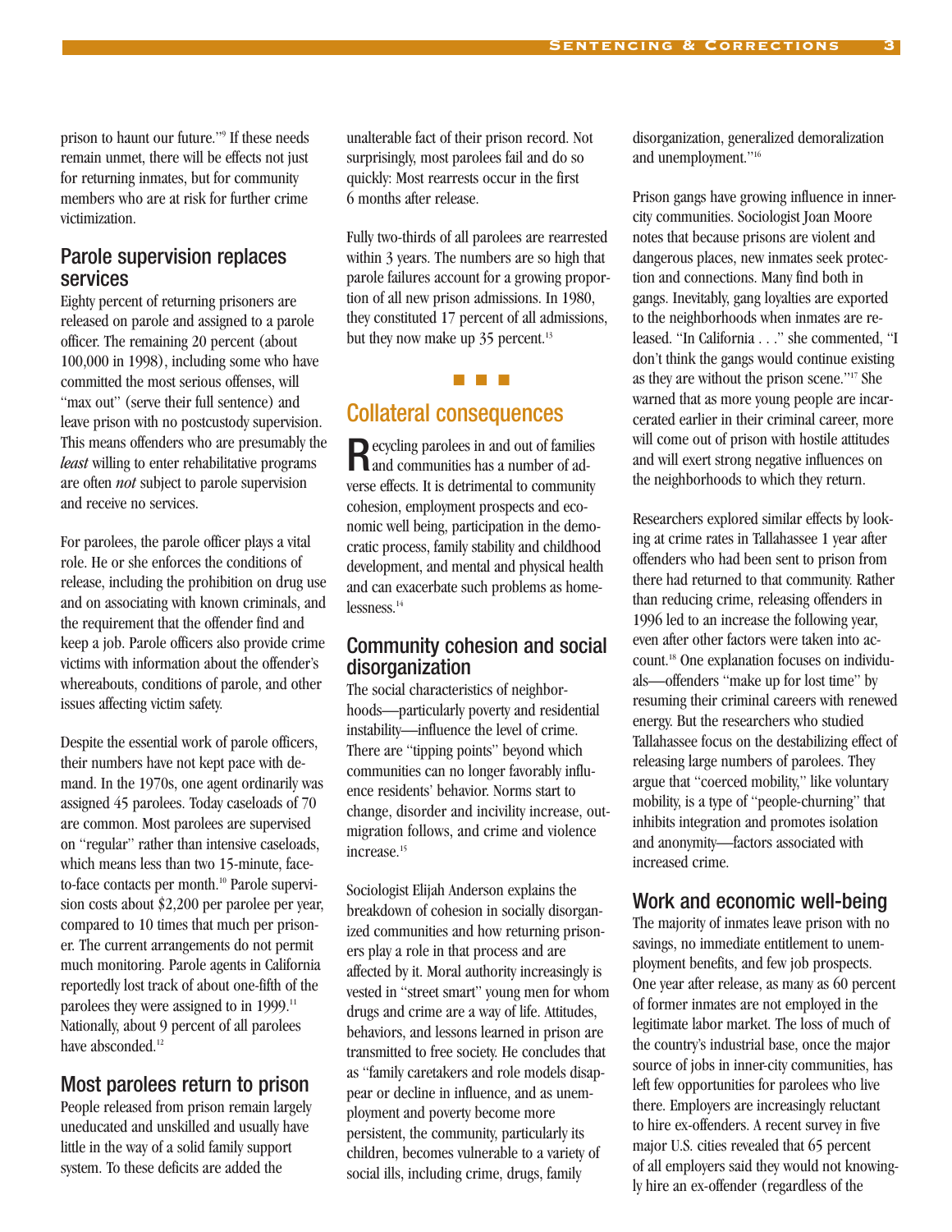prison to haunt our future."[9] If these needs remain unmet, there will be effects not just for returning inmates, but for community members who are at risk for further crime victimization.

### Parole supervision replaces services

Eighty percent of returning prisoners are released on parole and assigned to a parole officer. The remaining 20 percent (about 100,000 in 1998), including some who have committed the most serious offenses, will "max out" (serve their full sentence) and leave prison with no postcustody supervision. This means offenders who are presumably the *least* willing to enter rehabilitative programs are often *not* subject to parole supervision and receive no services.

For parolees, the parole officer plays a vital role. He or she enforces the conditions of release, including the prohibition on drug use and on associating with known criminals, and the requirement that the offender find and keep a job. Parole officers also provide crime victims with information about the offender's whereabouts, conditions of parole, and other issues affecting victim safety.

Despite the essential work of parole officers, their numbers have not kept pace with demand. In the 1970s, one agent ordinarily was assigned 45 parolees. Today caseloads of 70 are common. Most parolees are supervised on "regular" rather than intensive caseloads, which means less than two 15-minute, face-to-face contacts per month.[10] Parole supervision costs about $2,200 per parolee per year, compared to 10 times that much per prisoner. The current arrangements do not permit much monitoring. Parole agents in California reportedly lost track of about one-fifth of the parolees they were assigned to in 1999.[11] Nationally, about 9 percent of all parolees have absconded.[12]

### Most parolees return to prison

People released from prison remain largely uneducated and unskilled and usually have little in the way of a solid family support system. To these deficits are added the unalterable fact of their prison record. Not surprisingly, most parolees fail and do so quickly: Most rearrests occur in the first 6 months after release.

Fully two-thirds of all parolees are rearrested within 3 years. The numbers are so high that parole failures account for a growing proportion of all new prison admissions. In 1980, they constituted 17 percent of all admissions, but they now make up 35 percent.[13]

■ ■ ■

## Collateral consequences

Recycling parolees in and out of families and communities has a number of adverse effects. It is detrimental to community cohesion, employment prospects and economic well being, participation in the democratic process, family stability and childhood development, and mental and physical health and can exacerbate such problems as homelessness.[14]

### Community cohesion and social disorganization

The social characteristics of neighborhoods—particularly poverty and residential instability—influence the level of crime. There are "tipping points" beyond which communities can no longer favorably influence residents' behavior. Norms start to change, disorder and incivility increase, outmigration follows, and crime and violence increase.[15]

Sociologist Elijah Anderson explains the breakdown of cohesion in socially disorganized communities and how returning prisoners play a role in that process and are affected by it. Moral authority increasingly is vested in "street smart" young men for whom drugs and crime are a way of life. Attitudes, behaviors, and lessons learned in prison are transmitted to free society. He concludes that as "family caretakers and role models disappear or decline in influence, and as unemployment and poverty become more persistent, the community, particularly its children, becomes vulnerable to a variety of social ills, including crime, drugs, family disorganization, generalized demoralization and unemployment."[16]

Prison gangs have growing influence in inner-city communities. Sociologist Joan Moore notes that because prisons are violent and dangerous places, new inmates seek protection and connections. Many find both in gangs. Inevitably, gang loyalties are exported to the neighborhoods when inmates are released. "In California . . ." she commented, "I don't think the gangs would continue existing as they are without the prison scene."[17] She warned that as more young people are incarcerated earlier in their criminal career, more will come out of prison with hostile attitudes and will exert strong negative influences on the neighborhoods to which they return.

Researchers explored similar effects by looking at crime rates in Tallahassee 1 year after offenders who had been sent to prison from there had returned to that community. Rather than reducing crime, releasing offenders in 1996 led to an increase the following year, even after other factors were taken into account.[18] One explanation focuses on individuals—offenders "make up for lost time" by resuming their criminal careers with renewed energy. But the researchers who studied Tallahassee focus on the destabilizing effect of releasing large numbers of parolees. They argue that "coerced mobility," like voluntary mobility, is a type of "people-churning" that inhibits integration and promotes isolation and anonymity—factors associated with increased crime.

### Work and economic well-being

The majority of inmates leave prison with no savings, no immediate entitlement to unemployment benefits, and few job prospects. One year after release, as many as 60 percent of former inmates are not employed in the legitimate labor market. The loss of much of the country's industrial base, once the major source of jobs in inner-city communities, has left few opportunities for parolees who live there. Employers are increasingly reluctant to hire ex-offenders. A recent survey in five major U.S. cities revealed that 65 percent of all employers said they would not knowingly hire an ex-offender (regardless of the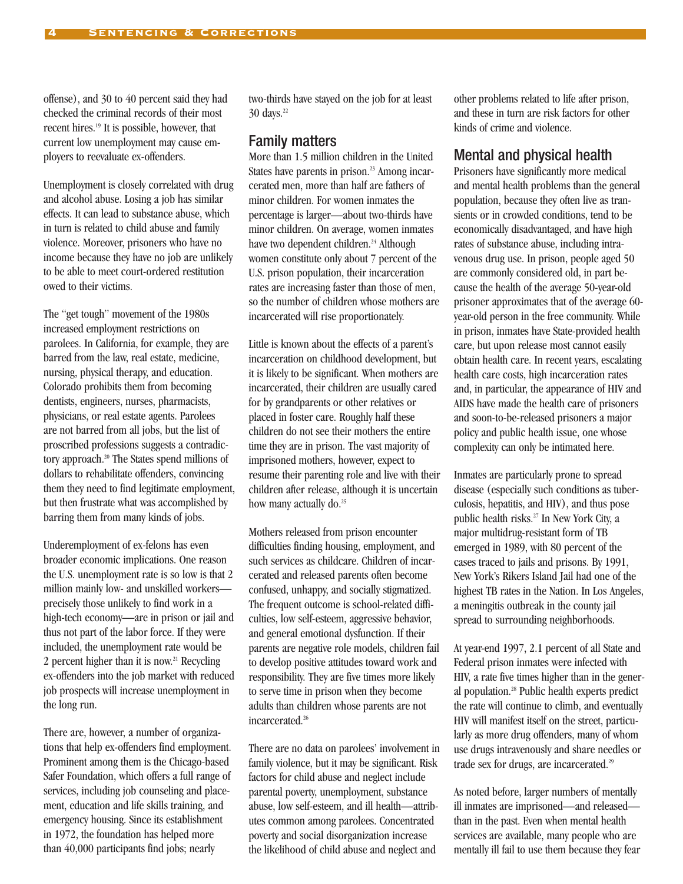offense), and 30 to 40 percent said they had checked the criminal records of their most recent hires.[19] It is possible, however, that current low unemployment may cause employers to reevaluate ex-offenders.

Unemployment is closely correlated with drug and alcohol abuse. Losing a job has similar effects. It can lead to substance abuse, which in turn is related to child abuse and family violence. Moreover, prisoners who have no income because they have no job are unlikely to be able to meet court-ordered restitution owed to their victims.

The "get tough" movement of the 1980s increased employment restrictions on parolees. In California, for example, they are barred from the law, real estate, medicine, nursing, physical therapy, and education. Colorado prohibits them from becoming dentists, engineers, nurses, pharmacists, physicians, or real estate agents. Parolees are not barred from all jobs, but the list of proscribed professions suggests a contradictory approach.[20] The States spend millions of dollars to rehabilitate offenders, convincing them they need to find legitimate employment, but then frustrate what was accomplished by barring them from many kinds of jobs.

Underemployment of ex-felons has even broader economic implications. One reason the U.S. unemployment rate is so low is that 2 million mainly low- and unskilled workers—precisely those unlikely to find work in a high-tech economy—are in prison or jail and thus not part of the labor force. If they were included, the unemployment rate would be 2 percent higher than it is now.[21] Recycling ex-offenders into the job market with reduced job prospects will increase unemployment in the long run.

There are, however, a number of organizations that help ex-offenders find employment. Prominent among them is the Chicago-based Safer Foundation, which offers a full range of services, including job counseling and placement, education and life skills training, and emergency housing. Since its establishment in 1972, the foundation has helped more than 40,000 participants find jobs; nearly two-thirds have stayed on the job for at least 30 days.[22]

## Family matters

More than 1.5 million children in the United States have parents in prison.[23] Among incarcerated men, more than half are fathers of minor children. For women inmates the percentage is larger—about two-thirds have minor children. On average, women inmates have two dependent children.[24] Although women constitute only about 7 percent of the U.S. prison population, their incarceration rates are increasing faster than those of men, so the number of children whose mothers are incarcerated will rise proportionately.

Little is known about the effects of a parent's incarceration on childhood development, but it is likely to be significant. When mothers are incarcerated, their children are usually cared for by grandparents or other relatives or placed in foster care. Roughly half these children do not see their mothers the entire time they are in prison. The vast majority of imprisoned mothers, however, expect to resume their parenting role and live with their children after release, although it is uncertain how many actually do.[25]

Mothers released from prison encounter difficulties finding housing, employment, and such services as childcare. Children of incarcerated and released parents often become confused, unhappy, and socially stigmatized. The frequent outcome is school-related difficulties, low self-esteem, aggressive behavior, and general emotional dysfunction. If their parents are negative role models, children fail to develop positive attitudes toward work and responsibility. They are five times more likely to serve time in prison when they become adults than children whose parents are not incarcerated.[26]

There are no data on parolees' involvement in family violence, but it may be significant. Risk factors for child abuse and neglect include parental poverty, unemployment, substance abuse, low self-esteem, and ill health—attributes common among parolees. Concentrated poverty and social disorganization increase the likelihood of child abuse and neglect and other problems related to life after prison, and these in turn are risk factors for other kinds of crime and violence.

## Mental and physical health

Prisoners have significantly more medical and mental health problems than the general population, because they often live as transients or in crowded conditions, tend to be economically disadvantaged, and have high rates of substance abuse, including intravenous drug use. In prison, people aged 50 are commonly considered old, in part because the health of the average 50-year-old prisoner approximates that of the average 60-year-old person in the free community. While in prison, inmates have State-provided health care, but upon release most cannot easily obtain health care. In recent years, escalating health care costs, high incarceration rates and, in particular, the appearance of HIV and AIDS have made the health care of prisoners and soon-to-be-released prisoners a major policy and public health issue, one whose complexity can only be intimated here.

Inmates are particularly prone to spread disease (especially such conditions as tuberculosis, hepatitis, and HIV), and thus pose public health risks.[27] In New York City, a major multidrug-resistant form of TB emerged in 1989, with 80 percent of the cases traced to jails and prisons. By 1991, New York's Rikers Island Jail had one of the highest TB rates in the Nation. In Los Angeles, a meningitis outbreak in the county jail spread to surrounding neighborhoods.

At year-end 1997, 2.1 percent of all State and Federal prison inmates were infected with HIV, a rate five times higher than in the general population.[28] Public health experts predict the rate will continue to climb, and eventually HIV will manifest itself on the street, particularly as more drug offenders, many of whom use drugs intravenously and share needles or trade sex for drugs, are incarcerated.[29]

As noted before, larger numbers of mentally ill inmates are imprisoned—and released—than in the past. Even when mental health services are available, many people who are mentally ill fail to use them because they fear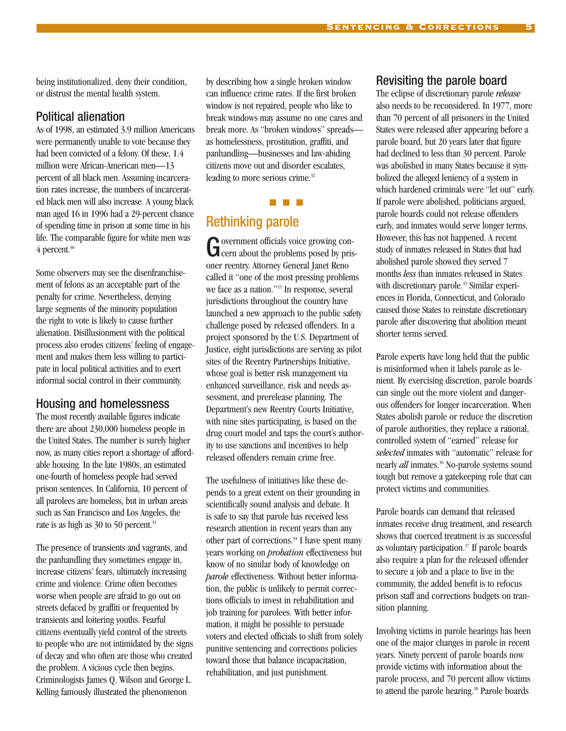being institutionalized, deny their condition, or distrust the mental health system.

### Political alienation

As of 1998, an estimated 3.9 million Americans were permanently unable to vote because they had been convicted of a felony. Of these, 1.4 million were African-American men—13 percent of all black men. Assuming incarceration rates increase, the numbers of incarcerated black men will also increase. A young black man aged 16 in 1996 had a 29-percent chance of spending time in prison at some time in his life. The comparable figure for white men was 4 percent.[30]

Some observers may see the disenfranchisement of felons as an acceptable part of the penalty for crime. Nevertheless, denying large segments of the minority population the right to vote is likely to cause further alienation. Disillusionment with the political process also erodes citizens' feeling of engagement and makes them less willing to participate in local political activities and to exert informal social control in their community.

### Housing and homelessness

The most recently available figures indicate there are about 230,000 homeless people in the United States. The number is surely higher now, as many cities report a shortage of affordable housing. In the late 1980s, an estimated one-fourth of homeless people had served prison sentences. In California, 10 percent of all parolees are homeless, but in urban areas such as San Francisco and Los Angeles, the rate is as high as 30 to 50 percent.[31]

The presence of transients and vagrants, and the panhandling they sometimes engage in, increase citizens' fears, ultimately increasing crime and violence. Crime often becomes worse when people are afraid to go out on streets defaced by graffiti or frequented by transients and loitering youths. Fearful citizens eventually yield control of the streets to people who are not intimidated by the signs of decay and who often are those who created the problem. A vicious cycle then begins. Criminologists James Q. Wilson and George L. Kelling famously illustrated the phenomenon by describing how a single broken window can influence crime rates. If the first broken window is not repaired, people who like to break windows may assume no one cares and break more. As "broken windows" spreads—as homelessness, prostitution, graffiti, and panhandling—businesses and law-abiding citizens move out and disorder escalates, leading to more serious crime.[32]

## Rethinking parole

Government officials voice growing concern about the problems posed by prisoner reentry. Attorney General Janet Reno called it "one of the most pressing problems we face as a nation."[33] In response, several jurisdictions throughout the country have launched a new approach to the public safety challenge posed by released offenders. In a project sponsored by the U.S. Department of Justice, eight jurisdictions are serving as pilot sites of the Reentry Partnerships Initiative, whose goal is better risk management via enhanced surveillance, risk and needs assessment, and prerelease planning. The Department's new Reentry Courts Initiative, with nine sites participating, is based on the drug court model and taps the court's authority to use sanctions and incentives to help released offenders remain crime free.

The usefulness of initiatives like these depends to a great extent on their grounding in scientifically sound analysis and debate. It is safe to say that parole has received less research attention in recent years than any other part of corrections.[34] I have spent many years working on *probation* effectiveness but know of no similar body of knowledge on *parole* effectiveness. Without better information, the public is unlikely to permit corrections officials to invest in rehabilitation and job training for parolees. With better information, it might be possible to persuade voters and elected officials to shift from solely punitive sentencing and corrections policies toward those that balance incapacitation, rehabilitation, and just punishment.

### Revisiting the parole board

The eclipse of discretionary parole *release* also needs to be reconsidered. In 1977, more than 70 percent of all prisoners in the United States were released after appearing before a parole board, but 20 years later that figure had declined to less than 30 percent. Parole was abolished in many States because it symbolized the alleged leniency of a system in which hardened criminals were "let out" early. If parole were abolished, politicians argued, parole boards could not release offenders early, and inmates would serve longer terms. However, this has not happened. A recent study of inmates released in States that had abolished parole showed they served 7 months *less* than inmates released in States with discretionary parole.[35] Similar experiences in Florida, Connecticut, and Colorado caused those States to reinstate discretionary parole after discovering that abolition meant shorter terms served.

Parole experts have long held that the public is misinformed when it labels parole as lenient. By exercising discretion, parole boards can single out the more violent and dangerous offenders for longer incarceration. When States abolish parole or reduce the discretion of parole authorities, they replace a rational, controlled system of "earned" release for *selected* inmates with "automatic" release for nearly *all* inmates.[36] No-parole systems sound tough but remove a gatekeeping role that can protect victims and communities.

Parole boards can demand that released inmates receive drug treatment, and research shows that coerced treatment is as successful as voluntary participation.[37] If parole boards also require a plan for the released offender to secure a job and a place to live in the community, the added benefit is to refocus prison staff and corrections budgets on transition planning.

Involving victims in parole hearings has been one of the major changes in parole in recent years. Ninety percent of parole boards now provide victims with information about the parole process, and 70 percent allow victims to attend the parole hearing.[38] Parole boards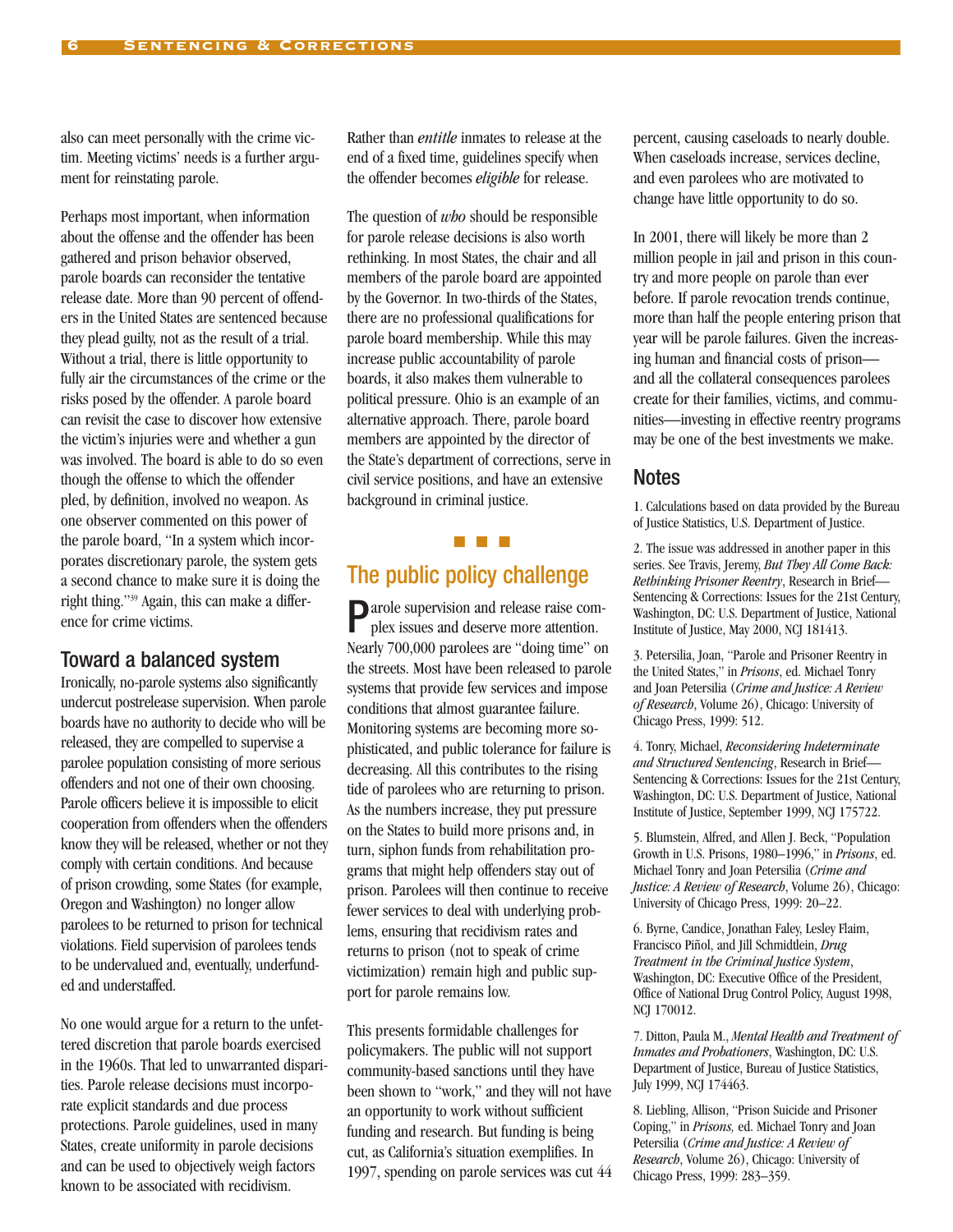also can meet personally with the crime victim. Meeting victims' needs is a further argument for reinstating parole.

Perhaps most important, when information about the offense and the offender has been gathered and prison behavior observed, parole boards can reconsider the tentative release date. More than 90 percent of offenders in the United States are sentenced because they plead guilty, not as the result of a trial. Without a trial, there is little opportunity to fully air the circumstances of the crime or the risks posed by the offender. A parole board can revisit the case to discover how extensive the victim's injuries were and whether a gun was involved. The board is able to do so even though the offense to which the offender pled, by definition, involved no weapon. As one observer commented on this power of the parole board, "In a system which incorporates discretionary parole, the system gets a second chance to make sure it is doing the right thing."[39] Again, this can make a difference for crime victims.

## Toward a balanced system

Ironically, no-parole systems also significantly undercut postrelease supervision. When parole boards have no authority to decide who will be released, they are compelled to supervise a parolee population consisting of more serious offenders and not one of their own choosing. Parole officers believe it is impossible to elicit cooperation from offenders when the offenders know they will be released, whether or not they comply with certain conditions. And because of prison crowding, some States (for example, Oregon and Washington) no longer allow parolees to be returned to prison for technical violations. Field supervision of parolees tends to be undervalued and, eventually, underfunded and understaffed.

No one would argue for a return to the unfettered discretion that parole boards exercised in the 1960s. That led to unwarranted disparities. Parole release decisions must incorporate explicit standards and due process protections. Parole guidelines, used in many States, create uniformity in parole decisions and can be used to objectively weigh factors known to be associated with recidivism. Rather than *entitle* inmates to release at the end of a fixed time, guidelines specify when the offender becomes *eligible* for release.

The question of *who* should be responsible for parole release decisions is also worth rethinking. In most States, the chair and all members of the parole board are appointed by the Governor. In two-thirds of the States, there are no professional qualifications for parole board membership. While this may increase public accountability of parole boards, it also makes them vulnerable to political pressure. Ohio is an example of an alternative approach. There, parole board members are appointed by the director of the State's department of corrections, serve in civil service positions, and have an extensive background in criminal justice.

■ ■ ■

## The public policy challenge

Parole supervision and release raise complex issues and deserve more attention. Nearly 700,000 parolees are "doing time" on the streets. Most have been released to parole systems that provide few services and impose conditions that almost guarantee failure. Monitoring systems are becoming more sophisticated, and public tolerance for failure is decreasing. All this contributes to the rising tide of parolees who are returning to prison. As the numbers increase, they put pressure on the States to build more prisons and, in turn, siphon funds from rehabilitation programs that might help offenders stay out of prison. Parolees will then continue to receive fewer services to deal with underlying problems, ensuring that recidivism rates and returns to prison (not to speak of crime victimization) remain high and public support for parole remains low.

This presents formidable challenges for policymakers. The public will not support community-based sanctions until they have been shown to "work," and they will not have an opportunity to work without sufficient funding and research. But funding is being cut, as California's situation exemplifies. In 1997, spending on parole services was cut 44 percent, causing caseloads to nearly double. When caseloads increase, services decline, and even parolees who are motivated to change have little opportunity to do so.

In 2001, there will likely be more than 2 million people in jail and prison in this country and more people on parole than ever before. If parole revocation trends continue, more than half the people entering prison that year will be parole failures. Given the increasing human and financial costs of prison—and all the collateral consequences parolees create for their families, victims, and communities—investing in effective reentry programs may be one of the best investments we make.

## Notes

1. Calculations based on data provided by the Bureau of Justice Statistics, U.S. Department of Justice.

2. The issue was addressed in another paper in this series. See Travis, Jeremy, *But They All Come Back: Rethinking Prisoner Reentry*, Research in Brief—Sentencing & Corrections: Issues for the 21st Century, Washington, DC: U.S. Department of Justice, National Institute of Justice, May 2000, NCJ 181413.

3. Petersilia, Joan, "Parole and Prisoner Reentry in the United States," in *Prisons*, ed. Michael Tonry and Joan Petersilia (*Crime and Justice: A Review of Research*, Volume 26), Chicago: University of Chicago Press, 1999: 512.

4. Tonry, Michael, *Reconsidering Indeterminate and Structured Sentencing*, Research in Brief—Sentencing & Corrections: Issues for the 21st Century, Washington, DC: U.S. Department of Justice, National Institute of Justice, September 1999, NCJ 175722.

5. Blumstein, Alfred, and Allen J. Beck, "Population Growth in U.S. Prisons, 1980–1996," in *Prisons*, ed. Michael Tonry and Joan Petersilia (*Crime and Justice: A Review of Research*, Volume 26), Chicago: University of Chicago Press, 1999: 20–22.

6. Byrne, Candice, Jonathan Faley, Lesley Flaim, Francisco Piñol, and Jill Schmidtlein, *Drug Treatment in the Criminal Justice System*, Washington, DC: Executive Office of the President, Office of National Drug Control Policy, August 1998, NCJ 170012.

7. Ditton, Paula M., *Mental Health and Treatment of Inmates and Probationers*, Washington, DC: U.S. Department of Justice, Bureau of Justice Statistics, July 1999, NCJ 174463.

8. Liebling, Allison, "Prison Suicide and Prisoner Coping," in *Prisons,* ed. Michael Tonry and Joan Petersilia (*Crime and Justice: A Review of Research*, Volume 26), Chicago: University of Chicago Press, 1999: 283–359.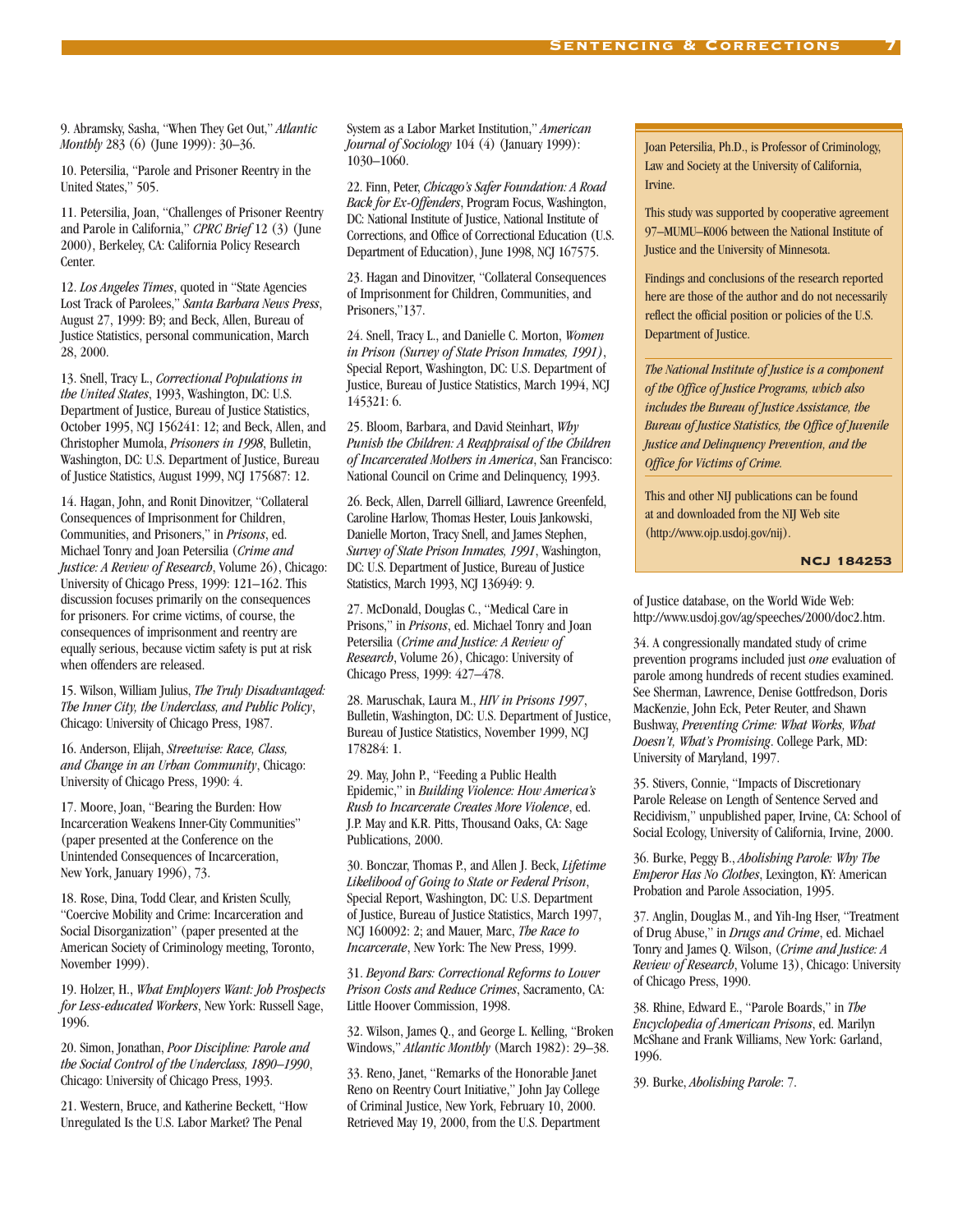9. Abramsky, Sasha, "When They Get Out," *Atlantic Monthly* 283 (6) (June 1999): 30–36.

10. Petersilia, "Parole and Prisoner Reentry in the United States," 505.

11. Petersilia, Joan, "Challenges of Prisoner Reentry and Parole in California," *CPRC Brief* 12 (3) (June 2000), Berkeley, CA: California Policy Research Center.

12. *Los Angeles Times*, quoted in "State Agencies Lost Track of Parolees," *Santa Barbara News Press*, August 27, 1999: B9; and Beck, Allen, Bureau of Justice Statistics, personal communication, March 28, 2000.

13. Snell, Tracy L., *Correctional Populations in the United States*, 1993, Washington, DC: U.S. Department of Justice, Bureau of Justice Statistics, October 1995, NCJ 156241: 12; and Beck, Allen, and Christopher Mumola, *Prisoners in 1998*, Bulletin, Washington, DC: U.S. Department of Justice, Bureau of Justice Statistics, August 1999, NCJ 175687: 12.

14. Hagan, John, and Ronit Dinovitzer, "Collateral Consequences of Imprisonment for Children, Communities, and Prisoners," in *Prisons*, ed. Michael Tonry and Joan Petersilia (*Crime and Justice: A Review of Research*, Volume 26), Chicago: University of Chicago Press, 1999: 121–162. This discussion focuses primarily on the consequences for prisoners. For crime victims, of course, the consequences of imprisonment and reentry are equally serious, because victim safety is put at risk when offenders are released.

15. Wilson, William Julius, *The Truly Disadvantaged: The Inner City, the Underclass, and Public Policy*, Chicago: University of Chicago Press, 1987.

16. Anderson, Elijah, *Streetwise: Race, Class, and Change in an Urban Community*, Chicago: University of Chicago Press, 1990: 4.

17. Moore, Joan, "Bearing the Burden: How Incarceration Weakens Inner-City Communities" (paper presented at the Conference on the Unintended Consequences of Incarceration, New York, January 1996), 73.

18. Rose, Dina, Todd Clear, and Kristen Scully, "Coercive Mobility and Crime: Incarceration and Social Disorganization" (paper presented at the American Society of Criminology meeting, Toronto, November 1999).

19. Holzer, H., *What Employers Want: Job Prospects for Less-educated Workers*, New York: Russell Sage, 1996.

20. Simon, Jonathan, *Poor Discipline: Parole and the Social Control of the Underclass, 1890–1990*, Chicago: University of Chicago Press, 1993.

21. Western, Bruce, and Katherine Beckett, "How Unregulated Is the U.S. Labor Market? The Penal System as a Labor Market Institution," *American Journal of Sociology* 104 (4) (January 1999): 1030–1060.

22. Finn, Peter, *Chicago's Safer Foundation: A Road Back for Ex-Offenders*, Program Focus, Washington, DC: National Institute of Justice, National Institute of Corrections, and Office of Correctional Education (U.S. Department of Education), June 1998, NCJ 167575.

23. Hagan and Dinovitzer, "Collateral Consequences of Imprisonment for Children, Communities, and Prisoners,"137.

24. Snell, Tracy L., and Danielle C. Morton, *Women in Prison (Survey of State Prison Inmates, 1991)*, Special Report, Washington, DC: U.S. Department of Justice, Bureau of Justice Statistics, March 1994, NCJ 145321: 6.

25. Bloom, Barbara, and David Steinhart, *Why Punish the Children: A Reappraisal of the Children of Incarcerated Mothers in America*, San Francisco: National Council on Crime and Delinquency, 1993.

26. Beck, Allen, Darrell Gilliard, Lawrence Greenfeld, Caroline Harlow, Thomas Hester, Louis Jankowski, Danielle Morton, Tracy Snell, and James Stephen, *Survey of State Prison Inmates, 1991*, Washington, DC: U.S. Department of Justice, Bureau of Justice Statistics, March 1993, NCJ 136949: 9.

27. McDonald, Douglas C., "Medical Care in Prisons," in *Prisons*, ed. Michael Tonry and Joan Petersilia (*Crime and Justice: A Review of Research*, Volume 26), Chicago: University of Chicago Press, 1999: 427–478.

28. Maruschak, Laura M., *HIV in Prisons 1997*, Bulletin, Washington, DC: U.S. Department of Justice, Bureau of Justice Statistics, November 1999, NCJ 178284: 1.

29. May, John P., "Feeding a Public Health Epidemic," in *Building Violence: How America's Rush to Incarcerate Creates More Violence*, ed. J.P. May and K.R. Pitts, Thousand Oaks, CA: Sage Publications, 2000.

30. Bonczar, Thomas P., and Allen J. Beck, *Lifetime Likelihood of Going to State or Federal Prison*, Special Report, Washington, DC: U.S. Department of Justice, Bureau of Justice Statistics, March 1997, NCJ 160092: 2; and Mauer, Marc, *The Race to Incarcerate*, New York: The New Press, 1999.

31. *Beyond Bars: Correctional Reforms to Lower Prison Costs and Reduce Crimes*, Sacramento, CA: Little Hoover Commission, 1998.

32. Wilson, James Q., and George L. Kelling, "Broken Windows," *Atlantic Monthly* (March 1982): 29–38.

33. Reno, Janet, "Remarks of the Honorable Janet Reno on Reentry Court Initiative," John Jay College of Criminal Justice, New York, February 10, 2000. Retrieved May 19, 2000, from the U.S. Department of Justice database, on the World Wide Web: http://www.usdoj.gov/ag/speeches/2000/doc2.htm.

34. A congressionally mandated study of crime prevention programs included just *one* evaluation of parole among hundreds of recent studies examined. See Sherman, Lawrence, Denise Gottfredson, Doris MacKenzie, John Eck, Peter Reuter, and Shawn Bushway, *Preventing Crime: What Works, What Doesn't, What's Promising*. College Park, MD: University of Maryland, 1997.

35. Stivers, Connie, "Impacts of Discretionary Parole Release on Length of Sentence Served and Recidivism," unpublished paper, Irvine, CA: School of Social Ecology, University of California, Irvine, 2000.

36. Burke, Peggy B., *Abolishing Parole: Why The Emperor Has No Clothes*, Lexington, KY: American Probation and Parole Association, 1995.

37. Anglin, Douglas M., and Yih-Ing Hser, "Treatment of Drug Abuse," in *Drugs and Crime*, ed. Michael Tonry and James Q. Wilson, (*Crime and Justice: A Review of Research*, Volume 13), Chicago: University of Chicago Press, 1990.

38. Rhine, Edward E., "Parole Boards," in *The Encyclopedia of American Prisons*, ed. Marilyn McShane and Frank Williams, New York: Garland, 1996.

39. Burke, *Abolishing Parole*: 7.

---

Joan Petersilia, Ph.D., is Professor of Criminology, Law and Society at the University of California, Irvine.

This study was supported by cooperative agreement 97–MUMU–K006 between the National Institute of Justice and the University of Minnesota.

Findings and conclusions of the research reported here are those of the author and do not necessarily reflect the official position or policies of the U.S. Department of Justice.

*The National Institute of Justice is a component of the Office of Justice Programs, which also includes the Bureau of Justice Assistance, the Bureau of Justice Statistics, the Office of Juvenile Justice and Delinquency Prevention, and the Office for Victims of Crime.*

This and other NIJ publications can be found at and downloaded from the NIJ Web site (http://www.ojp.usdoj.gov/nij).

**NCJ 184253**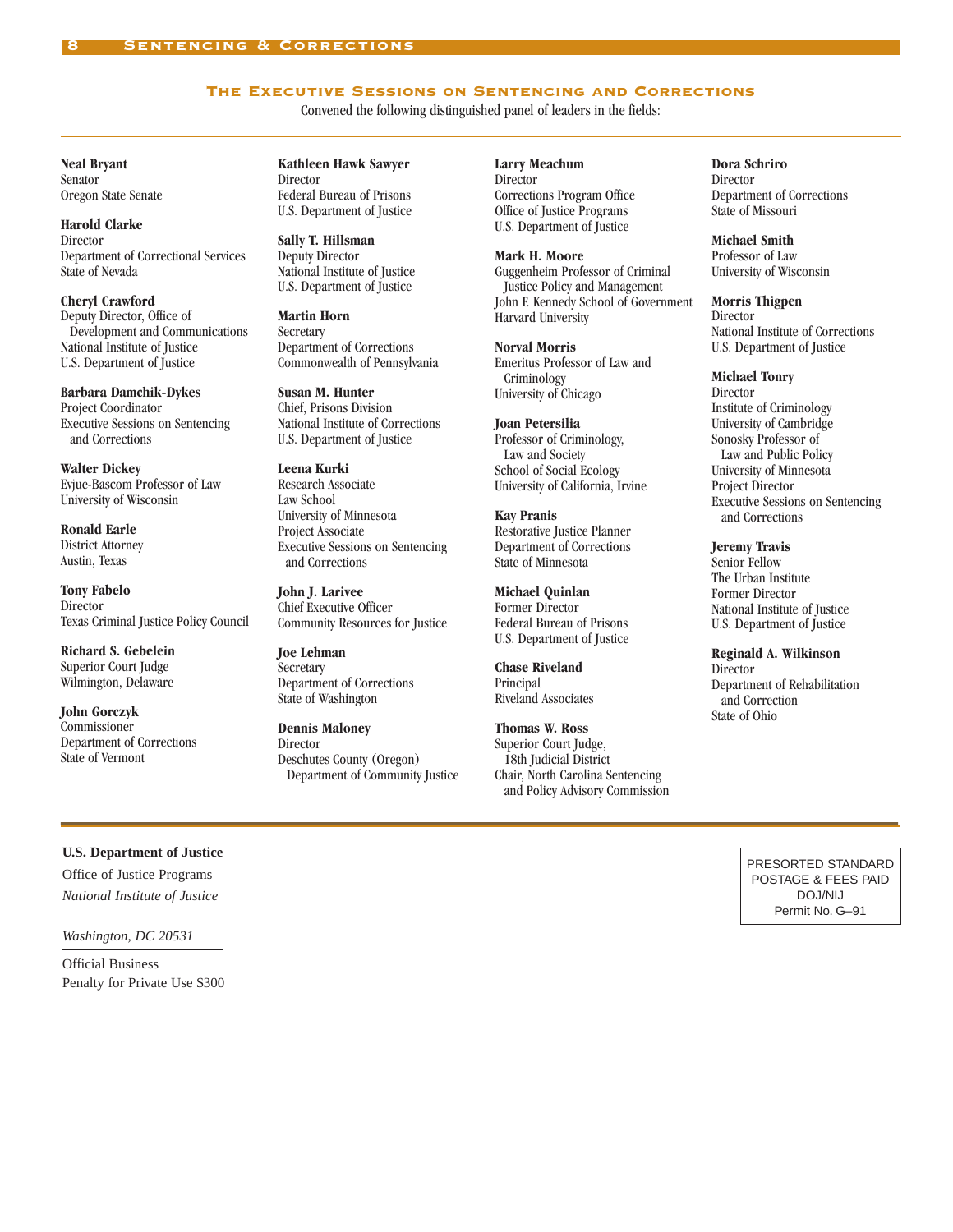## The Executive Sessions on Sentencing and Corrections

Convened the following distinguished panel of leaders in the fields:

**Neal Bryant**
Senator
Oregon State Senate

**Harold Clarke**
Director
Department of Correctional Services
State of Nevada

**Cheryl Crawford**
Deputy Director, Office of Development and Communications
National Institute of Justice
U.S. Department of Justice

**Barbara Damchik-Dykes**
Project Coordinator
Executive Sessions on Sentencing and Corrections

**Walter Dickey**
Evjue-Bascom Professor of Law
University of Wisconsin

**Ronald Earle**
District Attorney
Austin, Texas

**Tony Fabelo**
Director
Texas Criminal Justice Policy Council

**Richard S. Gebelein**
Superior Court Judge
Wilmington, Delaware

**John Gorczyk**
Commissioner
Department of Corrections
State of Vermont

**Kathleen Hawk Sawyer**
Director
Federal Bureau of Prisons
U.S. Department of Justice

**Sally T. Hillsman**
Deputy Director
National Institute of Justice
U.S. Department of Justice

**Martin Horn**
Secretary
Department of Corrections
Commonwealth of Pennsylvania

**Susan M. Hunter**
Chief, Prisons Division
National Institute of Corrections
U.S. Department of Justice

**Leena Kurki**
Research Associate
Law School
University of Minnesota
Project Associate
Executive Sessions on Sentencing and Corrections

**John J. Larivee**
Chief Executive Officer
Community Resources for Justice

**Joe Lehman**
Secretary
Department of Corrections
State of Washington

**Dennis Maloney**
Director
Deschutes County (Oregon) Department of Community Justice

**Larry Meachum**
Director
Corrections Program Office
Office of Justice Programs
U.S. Department of Justice

**Mark H. Moore**
Guggenheim Professor of Criminal Justice Policy and Management
John F. Kennedy School of Government
Harvard University

**Norval Morris**
Emeritus Professor of Law and Criminology
University of Chicago

**Joan Petersilia**
Professor of Criminology, Law and Society
School of Social Ecology
University of California, Irvine

**Kay Pranis**
Restorative Justice Planner
Department of Corrections
State of Minnesota

**Michael Quinlan**
Former Director
Federal Bureau of Prisons
U.S. Department of Justice

**Chase Riveland**
Principal
Riveland Associates

**Thomas W. Ross**
Superior Court Judge, 18th Judicial District
Chair, North Carolina Sentencing and Policy Advisory Commission

**Dora Schriro**
Director
Department of Corrections
State of Missouri

**Michael Smith**
Professor of Law
University of Wisconsin

**Morris Thigpen**
Director
National Institute of Corrections
U.S. Department of Justice

**Michael Tonry**
Director
Institute of Criminology
University of Cambridge
Sonosky Professor of Law and Public Policy
University of Minnesota
Project Director
Executive Sessions on Sentencing and Corrections

**Jeremy Travis**
Senior Fellow
The Urban Institute
Former Director
National Institute of Justice
U.S. Department of Justice

**Reginald A. Wilkinson**
Director
Department of Rehabilitation and Correction
State of Ohio

---

**U.S. Department of Justice**
Office of Justice Programs
*National Institute of Justice*

*Washington, DC 20531*

Official Business
Penalty for Private Use $300

PRESORTED STANDARD
POSTAGE & FEES PAID
DOJ/NIJ
Permit No. G–91